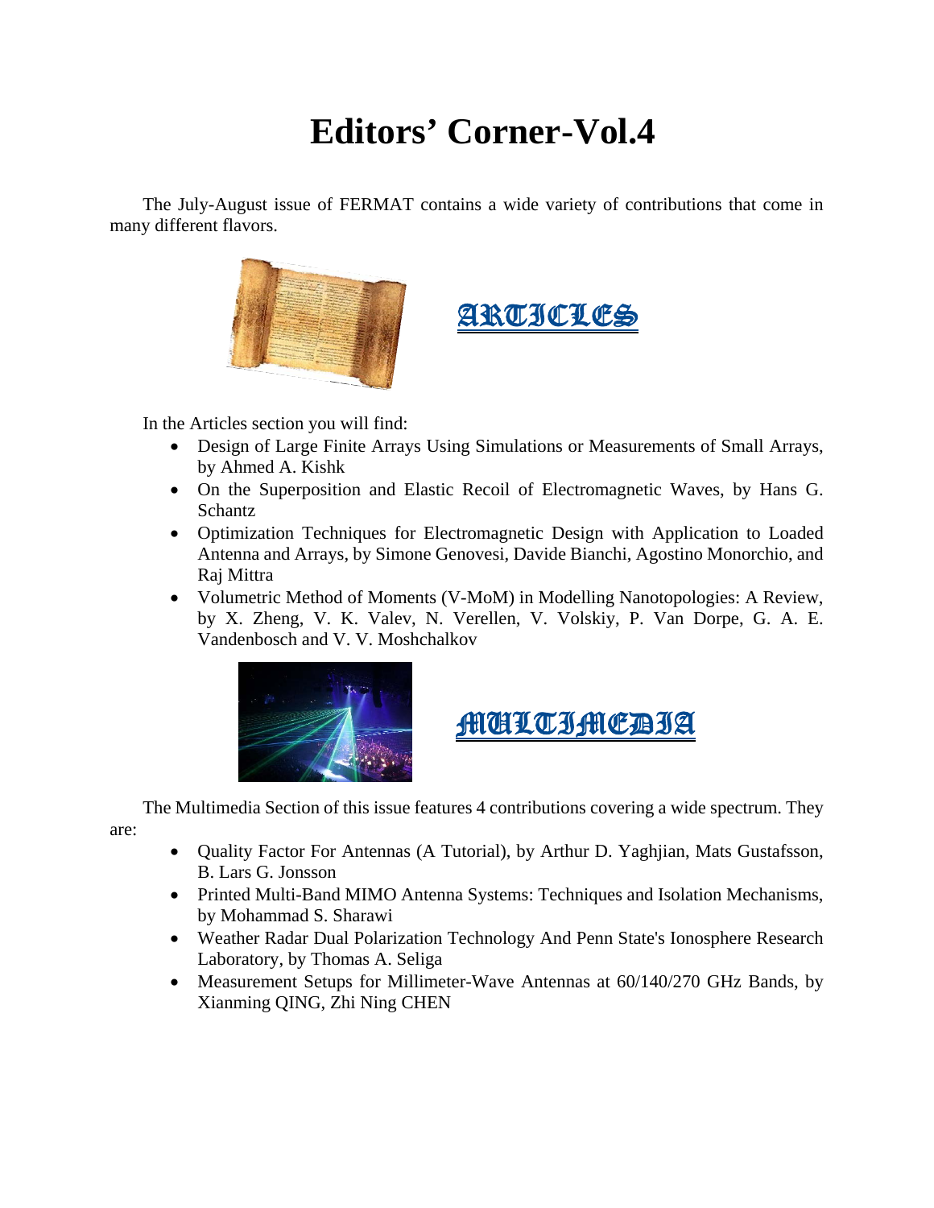# Editors' Corner-Vol.4

The July-August issue of FERMAT contains a wide variety of contributions that come in many different flavors.

## ARTICLES

In the Articles section you will find:

- Design of Large Finite Arrays Using Simulations or Measurements of Small Arrays, by Ahmed A. Kishk
- On the Superposition and Elastic Recoil of Electromagnetic Waves, by Hans G. Schantz
- Optimization Techniques for Electromagnetic Design with Application to Loaded Antenna and Arrays, by Simone Genovesi, Davide Bianchi, Agostino Monorchio, and Raj Mittra
- Volumetric Method of Moments (V-MoM) in Modelling Nanotopologies: A Review, by X. Zheng, V. K. Valev, N. Verellen, V. Volskiy, P. Van Dorpe, G. A. E. Vandenbosch and V. V. Moshchalkov

## MULTIMEDIA

The Multimedia Section of this issue features 4 contributions covering a wide spectrum. They are:

- Quality Factor For Antennas (A Tutorial), by Arthur D. Yaghjian, Mats Gustafsson, B. Lars G. Jonsson
- Printed Multi-Band MIMO Antenna Systems: Techniques and Isolation Mechanisms, by Mohammad S. Sharawi
- Weather Radar Dual Polarization Technology And Penn State's Ionosphere Research Laboratory, by Thomas A. Seliga
- Measurement Setups for Millimeter-Wave Antennas at 60/140/270 GHz Bands, by Xianming QING, Zhi Ning CHEN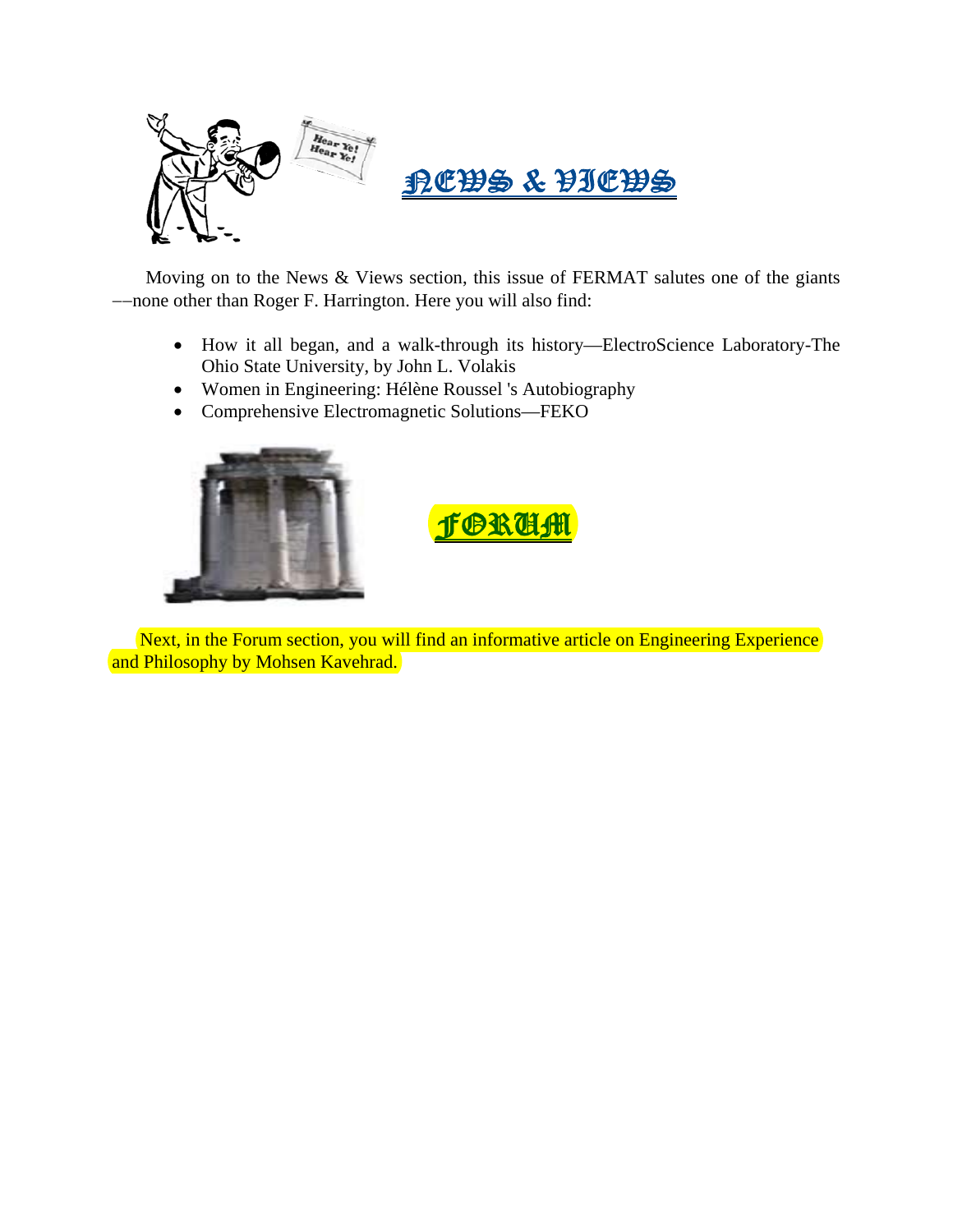## NEWS & VIEWS

Moving on to the News & Views section, this issue of FERMAT salutes one of the giants ––none other than Roger F. Harrington. Here you will also find:

- How it all began, and a walk-through its history—ElectroScience Laboratory-The Ohio State University, by John L. Volakis
- Women in Engineering: Hélène Roussel 's Autobiography
- Comprehensive Electromagnetic Solutions—FEKO

## FORUM

Next, in the Forum section, you will find an informative article on Engineering Experience and Philosophy by Mohsen Kavehrad.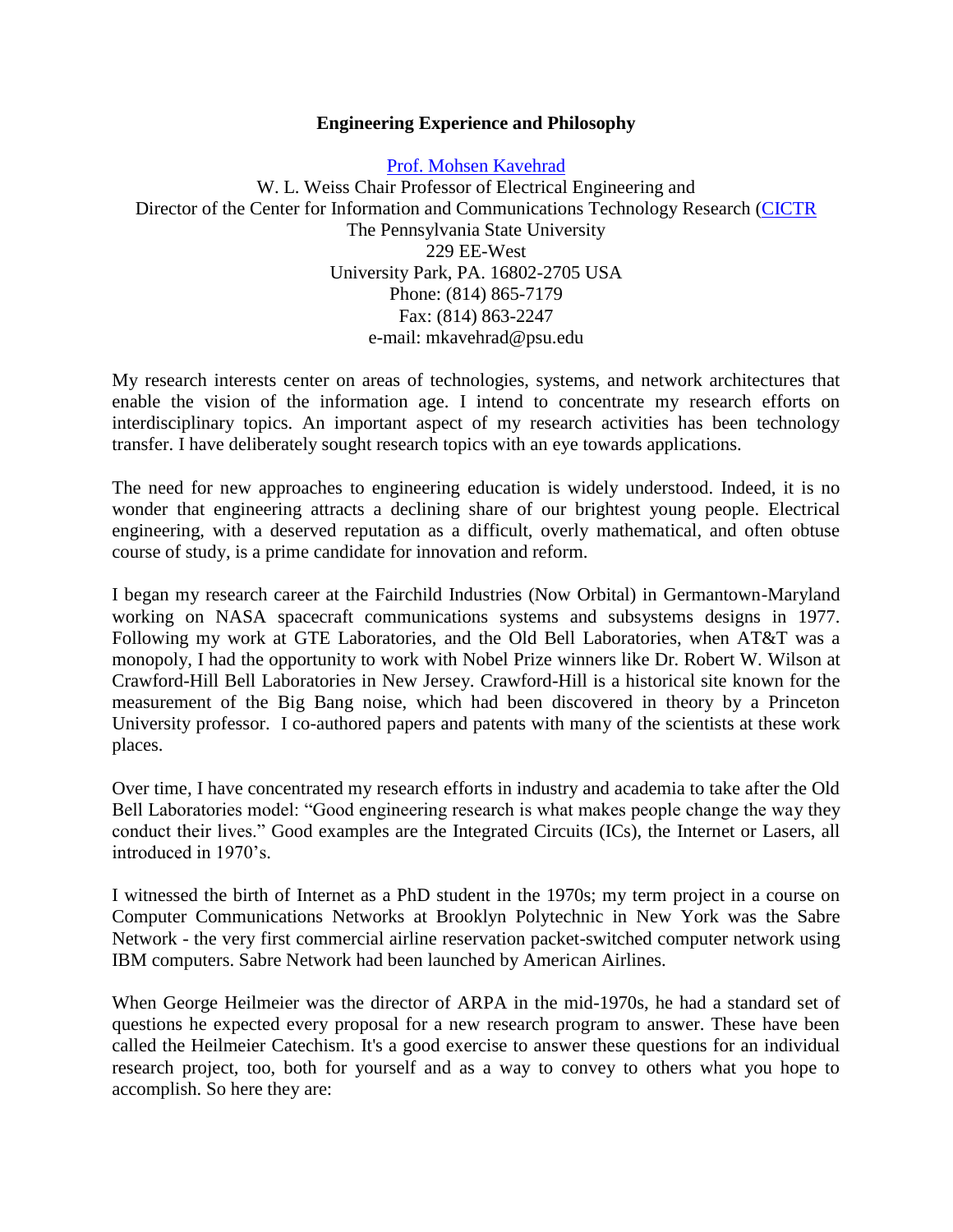**Engineering Experience and Philosophy**

[Prof. Mohsen Kavehrad](#)
W. L. Weiss Chair Professor of Electrical Engineering and
Director of the Center for Information and Communications Technology Research ([CICTR](#)
The Pennsylvania State University
229 EE-West
University Park, PA. 16802-2705 USA
Phone: (814) 865-7179
Fax: (814) 863-2247
e-mail: mkavehrad@psu.edu

My research interests center on areas of technologies, systems, and network architectures that enable the vision of the information age. I intend to concentrate my research efforts on interdisciplinary topics. An important aspect of my research activities has been technology transfer. I have deliberately sought research topics with an eye towards applications.

The need for new approaches to engineering education is widely understood. Indeed, it is no wonder that engineering attracts a declining share of our brightest young people. Electrical engineering, with a deserved reputation as a difficult, overly mathematical, and often obtuse course of study, is a prime candidate for innovation and reform.

I began my research career at the Fairchild Industries (Now Orbital) in Germantown-Maryland working on NASA spacecraft communications systems and subsystems designs in 1977. Following my work at GTE Laboratories, and the Old Bell Laboratories, when AT&T was a monopoly, I had the opportunity to work with Nobel Prize winners like Dr. Robert W. Wilson at Crawford-Hill Bell Laboratories in New Jersey. Crawford-Hill is a historical site known for the measurement of the Big Bang noise, which had been discovered in theory by a Princeton University professor. I co-authored papers and patents with many of the scientists at these work places.

Over time, I have concentrated my research efforts in industry and academia to take after the Old Bell Laboratories model: "Good engineering research is what makes people change the way they conduct their lives." Good examples are the Integrated Circuits (ICs), the Internet or Lasers, all introduced in 1970's.

I witnessed the birth of Internet as a PhD student in the 1970s; my term project in a course on Computer Communications Networks at Brooklyn Polytechnic in New York was the Sabre Network - the very first commercial airline reservation packet-switched computer network using IBM computers. Sabre Network had been launched by American Airlines.

When George Heilmeier was the director of ARPA in the mid-1970s, he had a standard set of questions he expected every proposal for a new research program to answer. These have been called the Heilmeier Catechism. It's a good exercise to answer these questions for an individual research project, too, both for yourself and as a way to convey to others what you hope to accomplish. So here they are: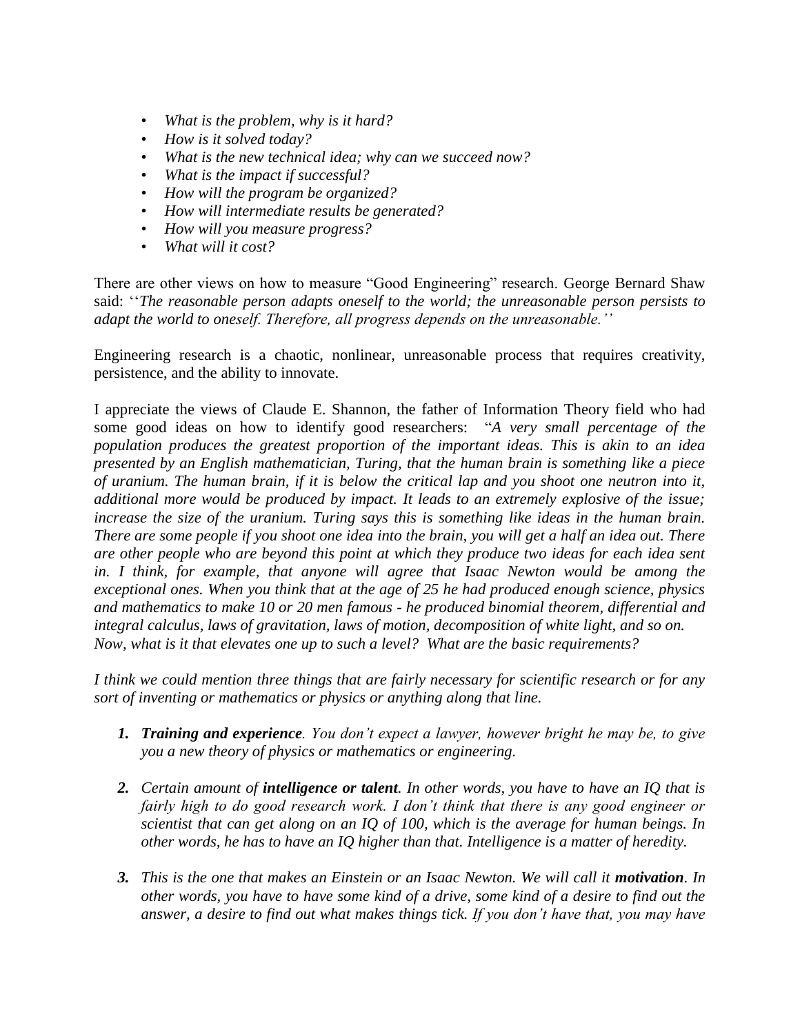- *What is the problem, why is it hard?*
- *How is it solved today?*
- *What is the new technical idea; why can we succeed now?*
- *What is the impact if successful?*
- *How will the program be organized?*
- *How will intermediate results be generated?*
- *How will you measure progress?*
- *What will it cost?*

There are other views on how to measure "Good Engineering" research. George Bernard Shaw said: ''*The reasonable person adapts oneself to the world; the unreasonable person persists to adapt the world to oneself. Therefore, all progress depends on the unreasonable.''*

Engineering research is a chaotic, nonlinear, unreasonable process that requires creativity, persistence, and the ability to innovate.

I appreciate the views of Claude E. Shannon, the father of Information Theory field who had some good ideas on how to identify good researchers: "*A very small percentage of the population produces the greatest proportion of the important ideas. This is akin to an idea presented by an English mathematician, Turing, that the human brain is something like a piece of uranium. The human brain, if it is below the critical lap and you shoot one neutron into it, additional more would be produced by impact. It leads to an extremely explosive of the issue; increase the size of the uranium. Turing says this is something like ideas in the human brain. There are some people if you shoot one idea into the brain, you will get a half an idea out. There are other people who are beyond this point at which they produce two ideas for each idea sent in. I think, for example, that anyone will agree that Isaac Newton would be among the exceptional ones. When you think that at the age of 25 he had produced enough science, physics and mathematics to make 10 or 20 men famous - he produced binomial theorem, differential and integral calculus, laws of gravitation, laws of motion, decomposition of white light, and so on. Now, what is it that elevates one up to such a level? What are the basic requirements?*

*I think we could mention three things that are fairly necessary for scientific research or for any sort of inventing or mathematics or physics or anything along that line.*

1. ***Training and experience**. You don't expect a lawyer, however bright he may be, to give you a new theory of physics or mathematics or engineering.*
2. *Certain amount of **intelligence or talent**. In other words, you have to have an IQ that is fairly high to do good research work. I don't think that there is any good engineer or scientist that can get along on an IQ of 100, which is the average for human beings. In other words, he has to have an IQ higher than that. Intelligence is a matter of heredity.*
3. *This is the one that makes an Einstein or an Isaac Newton. We will call it **motivation**. In other words, you have to have some kind of a drive, some kind of a desire to find out the answer, a desire to find out what makes things tick. If you don't have that, you may have*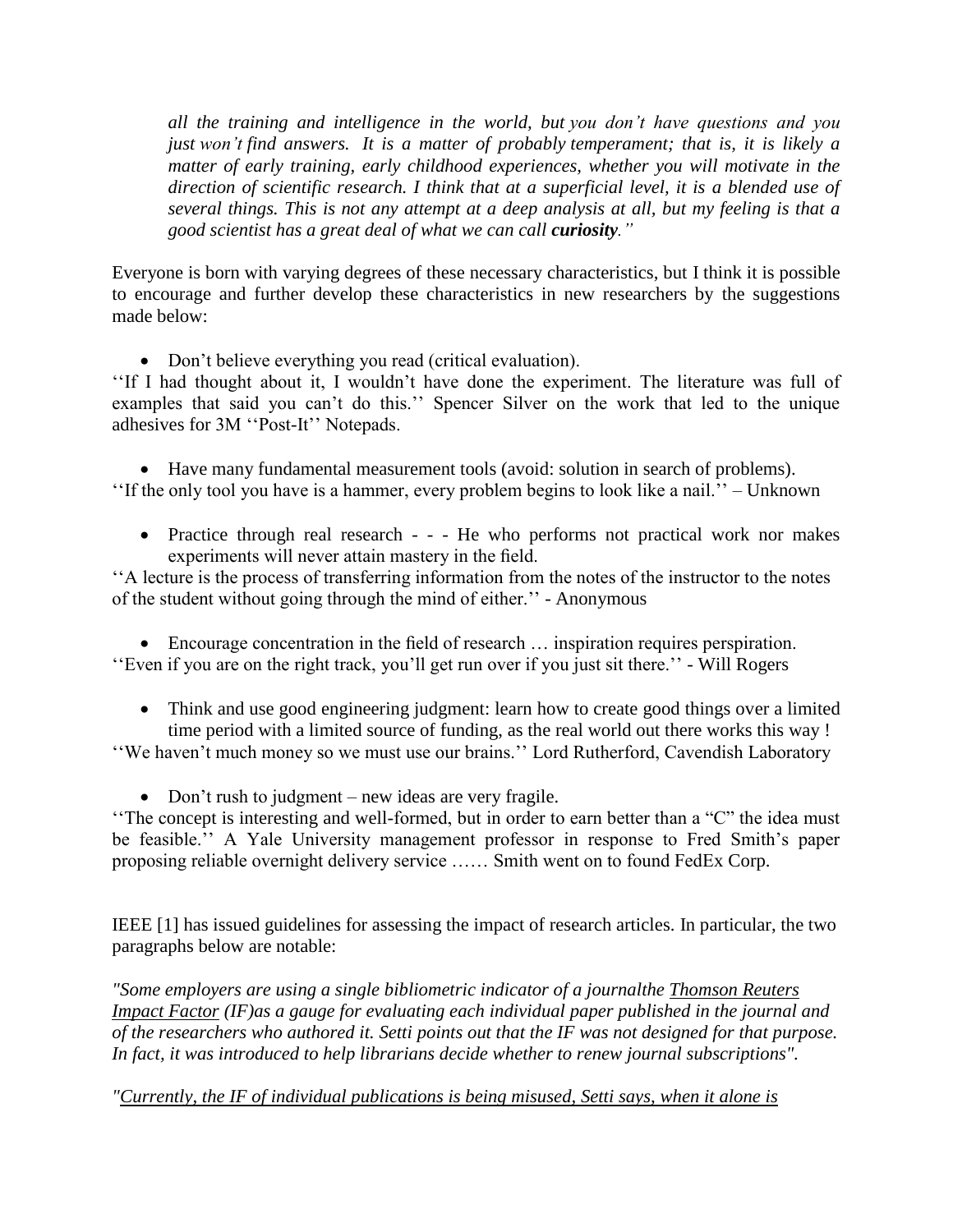*all the training and intelligence in the world, but you don't have questions and you just won't find answers. It is a matter of probably temperament; that is, it is likely a matter of early training, early childhood experiences, whether you will motivate in the direction of scientific research. I think that at a superficial level, it is a blended use of several things. This is not any attempt at a deep analysis at all, but my feeling is that a good scientist has a great deal of what we can call **curiosity**."*

Everyone is born with varying degrees of these necessary characteristics, but I think it is possible to encourage and further develop these characteristics in new researchers by the suggestions made below:

- Don't believe everything you read (critical evaluation).

''If I had thought about it, I wouldn't have done the experiment. The literature was full of examples that said you can't do this.'' Spencer Silver on the work that led to the unique adhesives for 3M ''Post-It'' Notepads.

- Have many fundamental measurement tools (avoid: solution in search of problems).

''If the only tool you have is a hammer, every problem begins to look like a nail.'' – Unknown

- Practice through real research - - - He who performs not practical work nor makes experiments will never attain mastery in the field.

''A lecture is the process of transferring information from the notes of the instructor to the notes of the student without going through the mind of either.'' - Anonymous

- Encourage concentration in the field of research … inspiration requires perspiration.

''Even if you are on the right track, you'll get run over if you just sit there.'' - Will Rogers

- Think and use good engineering judgment: learn how to create good things over a limited time period with a limited source of funding, as the real world out there works this way !

''We haven't much money so we must use our brains.'' Lord Rutherford, Cavendish Laboratory

- Don't rush to judgment – new ideas are very fragile.

''The concept is interesting and well-formed, but in order to earn better than a "C" the idea must be feasible.'' A Yale University management professor in response to Fred Smith's paper proposing reliable overnight delivery service …… Smith went on to found FedEx Corp.

IEEE [1] has issued guidelines for assessing the impact of research articles. In particular, the two paragraphs below are notable:

*"Some employers are using a single bibliometric indicator of a journalthe Thomson Reuters Impact Factor (IF)as a gauge for evaluating each individual paper published in the journal and of the researchers who authored it. Setti points out that the IF was not designed for that purpose. In fact, it was introduced to help librarians decide whether to renew journal subscriptions".*

*"Currently, the IF of individual publications is being misused, Setti says, when it alone is*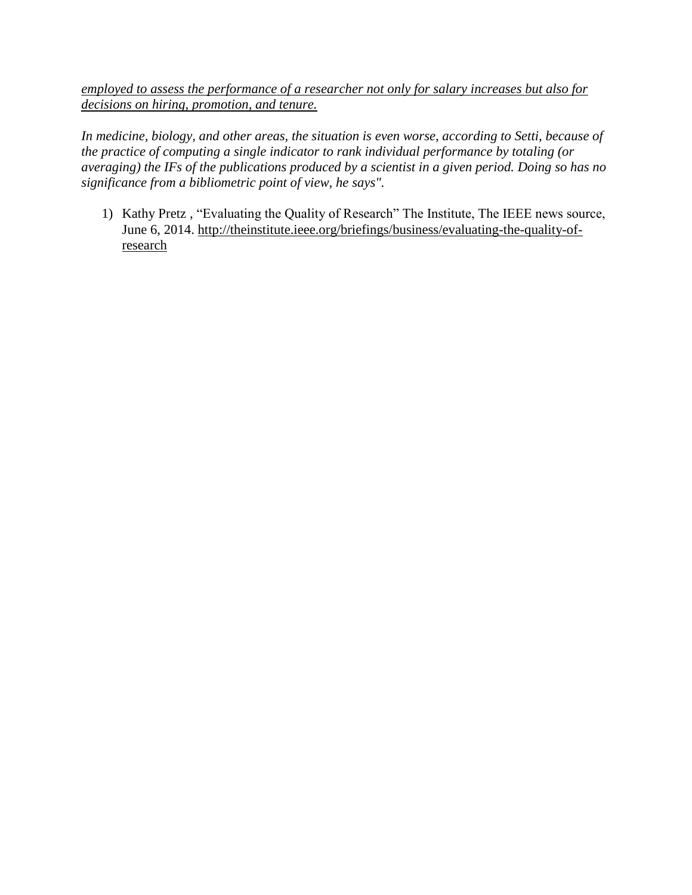*employed to assess the performance of a researcher not only for salary increases but also for decisions on hiring, promotion, and tenure.*

*In medicine, biology, and other areas, the situation is even worse, according to Setti, because of the practice of computing a single indicator to rank individual performance by totaling (or averaging) the IFs of the publications produced by a scientist in a given period. Doing so has no significance from a bibliometric point of view, he says".*

1) Kathy Pretz , "Evaluating the Quality of Research" The Institute, The IEEE news source, June 6, 2014. http://theinstitute.ieee.org/briefings/business/evaluating-the-quality-of-research